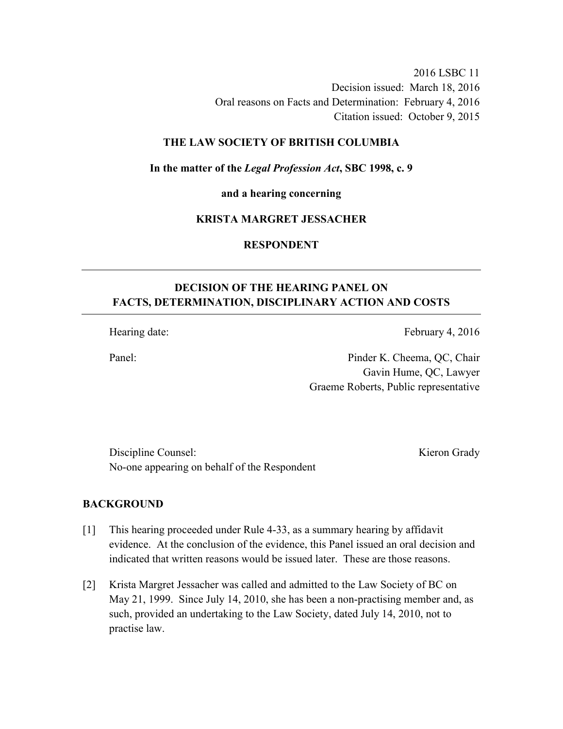2016 LSBC 11
Decision issued: March 18, 2016
Oral reasons on Facts and Determination: February 4, 2016
Citation issued: October 9, 2015

**THE LAW SOCIETY OF BRITISH COLUMBIA**

**In the matter of the *Legal Profession Act*, SBC 1998, c. 9**

**and a hearing concerning**

**KRISTA MARGRET JESSACHER**

**RESPONDENT**

---

## DECISION OF THE HEARING PANEL ON FACTS, DETERMINATION, DISCIPLINARY ACTION AND COSTS

---

Hearing date: February 4, 2016

Panel: Pinder K. Cheema, QC, Chair
Gavin Hume, QC, Lawyer
Graeme Roberts, Public representative

Discipline Counsel: Kieron Grady
No-one appearing on behalf of the Respondent

## BACKGROUND

[1] This hearing proceeded under Rule 4-33, as a summary hearing by affidavit evidence. At the conclusion of the evidence, this Panel issued an oral decision and indicated that written reasons would be issued later. These are those reasons.

[2] Krista Margret Jessacher was called and admitted to the Law Society of BC on May 21, 1999. Since July 14, 2010, she has been a non-practising member and, as such, provided an undertaking to the Law Society, dated July 14, 2010, not to practise law.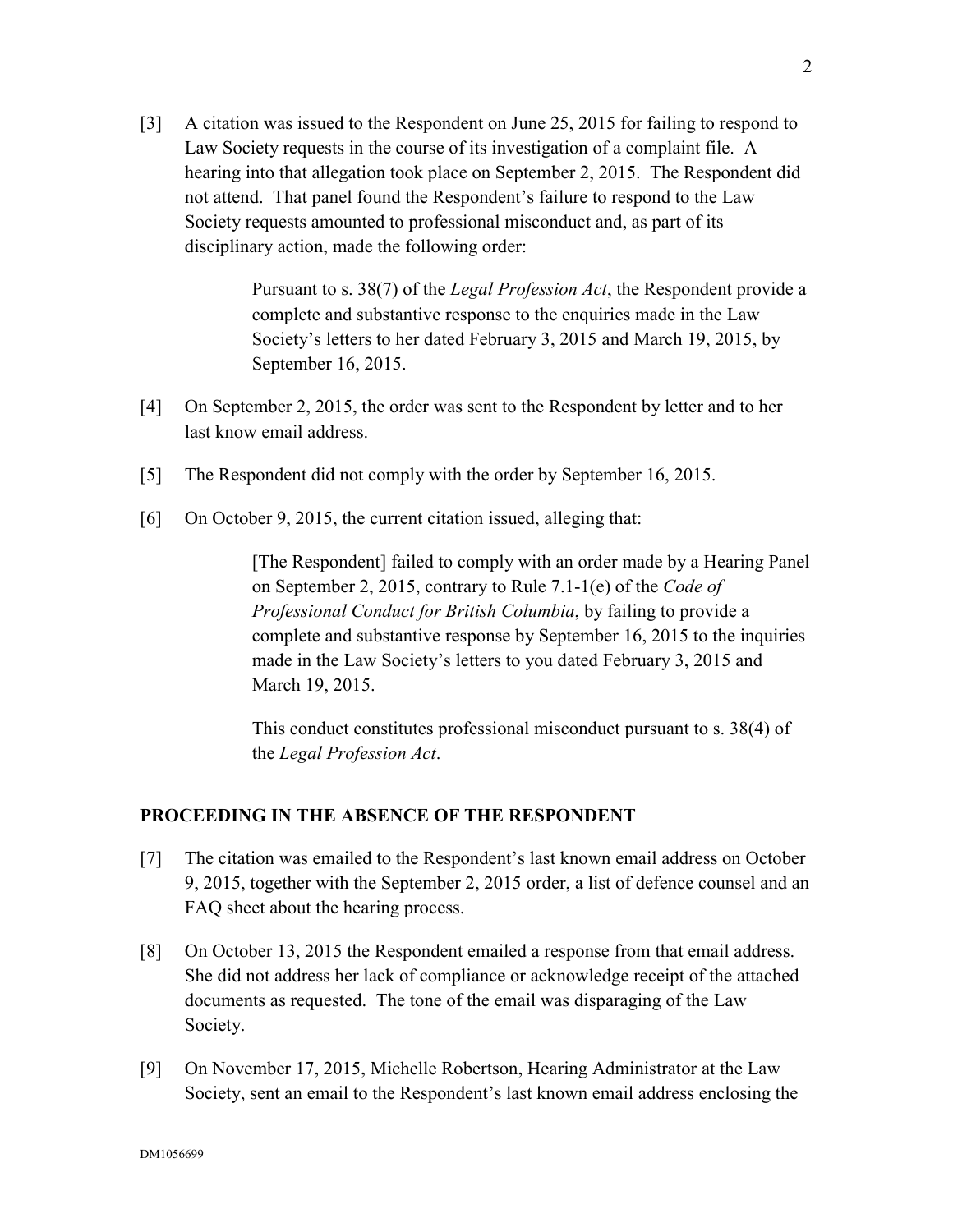[3] A citation was issued to the Respondent on June 25, 2015 for failing to respond to Law Society requests in the course of its investigation of a complaint file. A hearing into that allegation took place on September 2, 2015. The Respondent did not attend. That panel found the Respondent's failure to respond to the Law Society requests amounted to professional misconduct and, as part of its disciplinary action, made the following order:

> Pursuant to s. 38(7) of the *Legal Profession Act*, the Respondent provide a complete and substantive response to the enquiries made in the Law Society's letters to her dated February 3, 2015 and March 19, 2015, by September 16, 2015.

[4] On September 2, 2015, the order was sent to the Respondent by letter and to her last know email address.

[5] The Respondent did not comply with the order by September 16, 2015.

[6] On October 9, 2015, the current citation issued, alleging that:

> [The Respondent] failed to comply with an order made by a Hearing Panel on September 2, 2015, contrary to Rule 7.1-1(e) of the *Code of Professional Conduct for British Columbia*, by failing to provide a complete and substantive response by September 16, 2015 to the inquiries made in the Law Society's letters to you dated February 3, 2015 and March 19, 2015.
>
> This conduct constitutes professional misconduct pursuant to s. 38(4) of the *Legal Profession Act*.

## PROCEEDING IN THE ABSENCE OF THE RESPONDENT

[7] The citation was emailed to the Respondent's last known email address on October 9, 2015, together with the September 2, 2015 order, a list of defence counsel and an FAQ sheet about the hearing process.

[8] On October 13, 2015 the Respondent emailed a response from that email address. She did not address her lack of compliance or acknowledge receipt of the attached documents as requested. The tone of the email was disparaging of the Law Society.

[9] On November 17, 2015, Michelle Robertson, Hearing Administrator at the Law Society, sent an email to the Respondent's last known email address enclosing the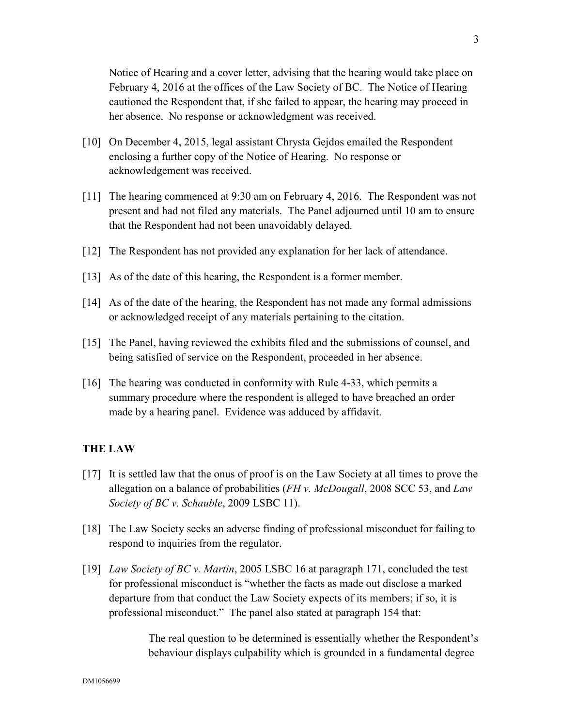Notice of Hearing and a cover letter, advising that the hearing would take place on February 4, 2016 at the offices of the Law Society of BC. The Notice of Hearing cautioned the Respondent that, if she failed to appear, the hearing may proceed in her absence. No response or acknowledgment was received.

[10] On December 4, 2015, legal assistant Chrysta Gejdos emailed the Respondent enclosing a further copy of the Notice of Hearing. No response or acknowledgement was received.

[11] The hearing commenced at 9:30 am on February 4, 2016. The Respondent was not present and had not filed any materials. The Panel adjourned until 10 am to ensure that the Respondent had not been unavoidably delayed.

[12] The Respondent has not provided any explanation for her lack of attendance.

[13] As of the date of this hearing, the Respondent is a former member.

[14] As of the date of the hearing, the Respondent has not made any formal admissions or acknowledged receipt of any materials pertaining to the citation.

[15] The Panel, having reviewed the exhibits filed and the submissions of counsel, and being satisfied of service on the Respondent, proceeded in her absence.

[16] The hearing was conducted in conformity with Rule 4-33, which permits a summary procedure where the respondent is alleged to have breached an order made by a hearing panel. Evidence was adduced by affidavit.

## THE LAW

[17] It is settled law that the onus of proof is on the Law Society at all times to prove the allegation on a balance of probabilities (*FH v. McDougall*, 2008 SCC 53, and *Law Society of BC v. Schauble*, 2009 LSBC 11).

[18] The Law Society seeks an adverse finding of professional misconduct for failing to respond to inquiries from the regulator.

[19] *Law Society of BC v. Martin*, 2005 LSBC 16 at paragraph 171, concluded the test for professional misconduct is "whether the facts as made out disclose a marked departure from that conduct the Law Society expects of its members; if so, it is professional misconduct." The panel also stated at paragraph 154 that:

> The real question to be determined is essentially whether the Respondent's behaviour displays culpability which is grounded in a fundamental degree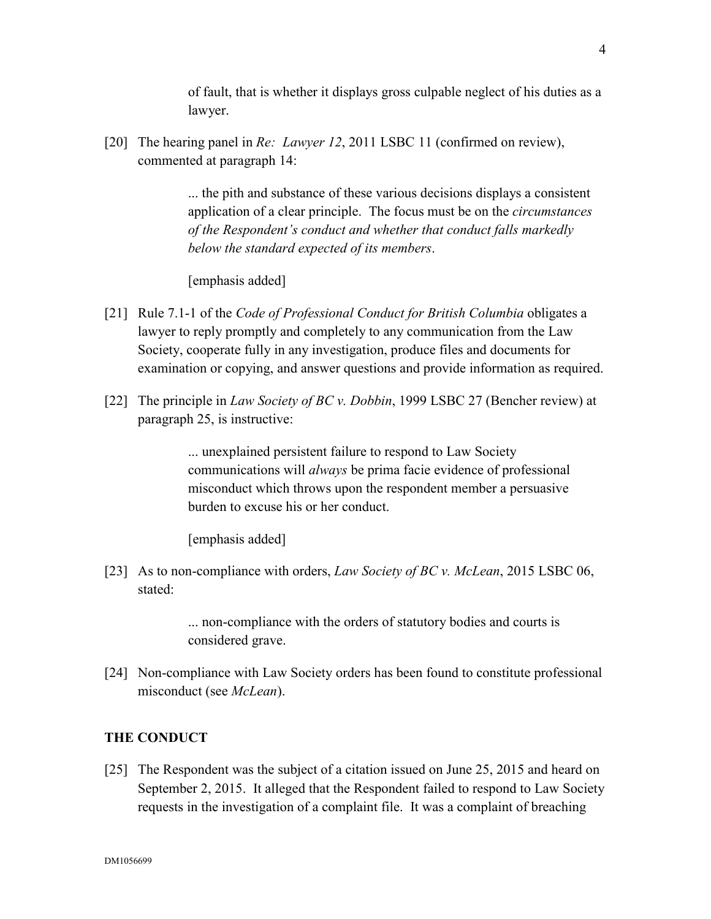of fault, that is whether it displays gross culpable neglect of his duties as a lawyer.

[20] The hearing panel in *Re: Lawyer 12*, 2011 LSBC 11 (confirmed on review), commented at paragraph 14:

> ... the pith and substance of these various decisions displays a consistent application of a clear principle. The focus must be on the *circumstances of the Respondent's conduct and whether that conduct falls markedly below the standard expected of its members*.
>
> [emphasis added]

[21] Rule 7.1-1 of the *Code of Professional Conduct for British Columbia* obligates a lawyer to reply promptly and completely to any communication from the Law Society, cooperate fully in any investigation, produce files and documents for examination or copying, and answer questions and provide information as required.

[22] The principle in *Law Society of BC v. Dobbin*, 1999 LSBC 27 (Bencher review) at paragraph 25, is instructive:

> ... unexplained persistent failure to respond to Law Society communications will *always* be prima facie evidence of professional misconduct which throws upon the respondent member a persuasive burden to excuse his or her conduct.
>
> [emphasis added]

[23] As to non-compliance with orders, *Law Society of BC v. McLean*, 2015 LSBC 06, stated:

> ... non-compliance with the orders of statutory bodies and courts is considered grave.

[24] Non-compliance with Law Society orders has been found to constitute professional misconduct (see *McLean*).

## THE CONDUCT

[25] The Respondent was the subject of a citation issued on June 25, 2015 and heard on September 2, 2015. It alleged that the Respondent failed to respond to Law Society requests in the investigation of a complaint file. It was a complaint of breaching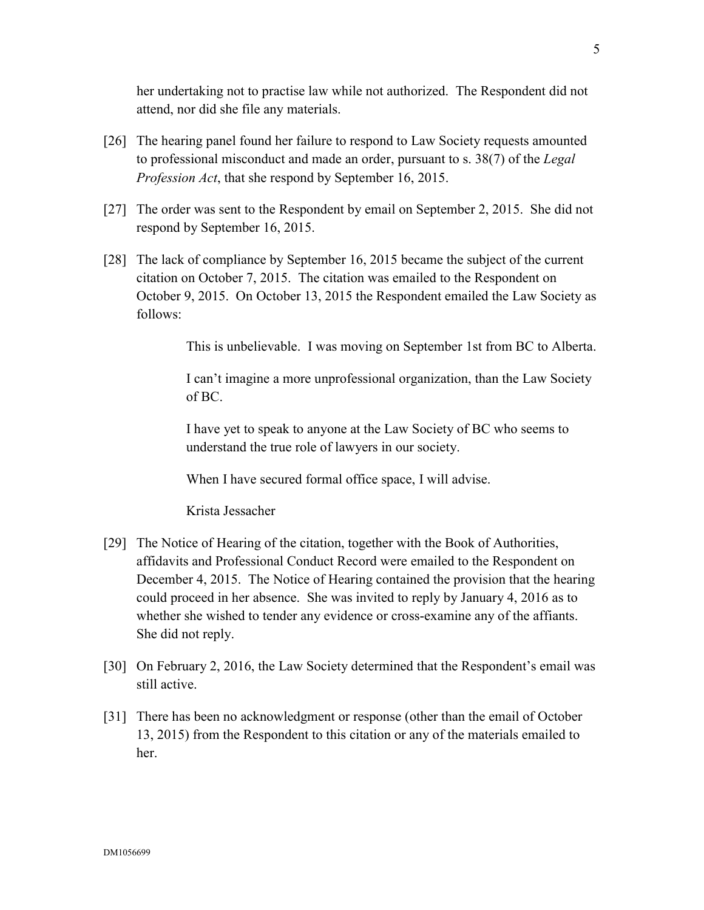her undertaking not to practise law while not authorized. The Respondent did not attend, nor did she file any materials.

[26] The hearing panel found her failure to respond to Law Society requests amounted to professional misconduct and made an order, pursuant to s. 38(7) of the *Legal Profession Act*, that she respond by September 16, 2015.

[27] The order was sent to the Respondent by email on September 2, 2015. She did not respond by September 16, 2015.

[28] The lack of compliance by September 16, 2015 became the subject of the current citation on October 7, 2015. The citation was emailed to the Respondent on October 9, 2015. On October 13, 2015 the Respondent emailed the Law Society as follows:

> This is unbelievable. I was moving on September 1st from BC to Alberta.
>
> I can't imagine a more unprofessional organization, than the Law Society of BC.
>
> I have yet to speak to anyone at the Law Society of BC who seems to understand the true role of lawyers in our society.
>
> When I have secured formal office space, I will advise.
>
> Krista Jessacher

[29] The Notice of Hearing of the citation, together with the Book of Authorities, affidavits and Professional Conduct Record were emailed to the Respondent on December 4, 2015. The Notice of Hearing contained the provision that the hearing could proceed in her absence. She was invited to reply by January 4, 2016 as to whether she wished to tender any evidence or cross-examine any of the affiants. She did not reply.

[30] On February 2, 2016, the Law Society determined that the Respondent's email was still active.

[31] There has been no acknowledgment or response (other than the email of October 13, 2015) from the Respondent to this citation or any of the materials emailed to her.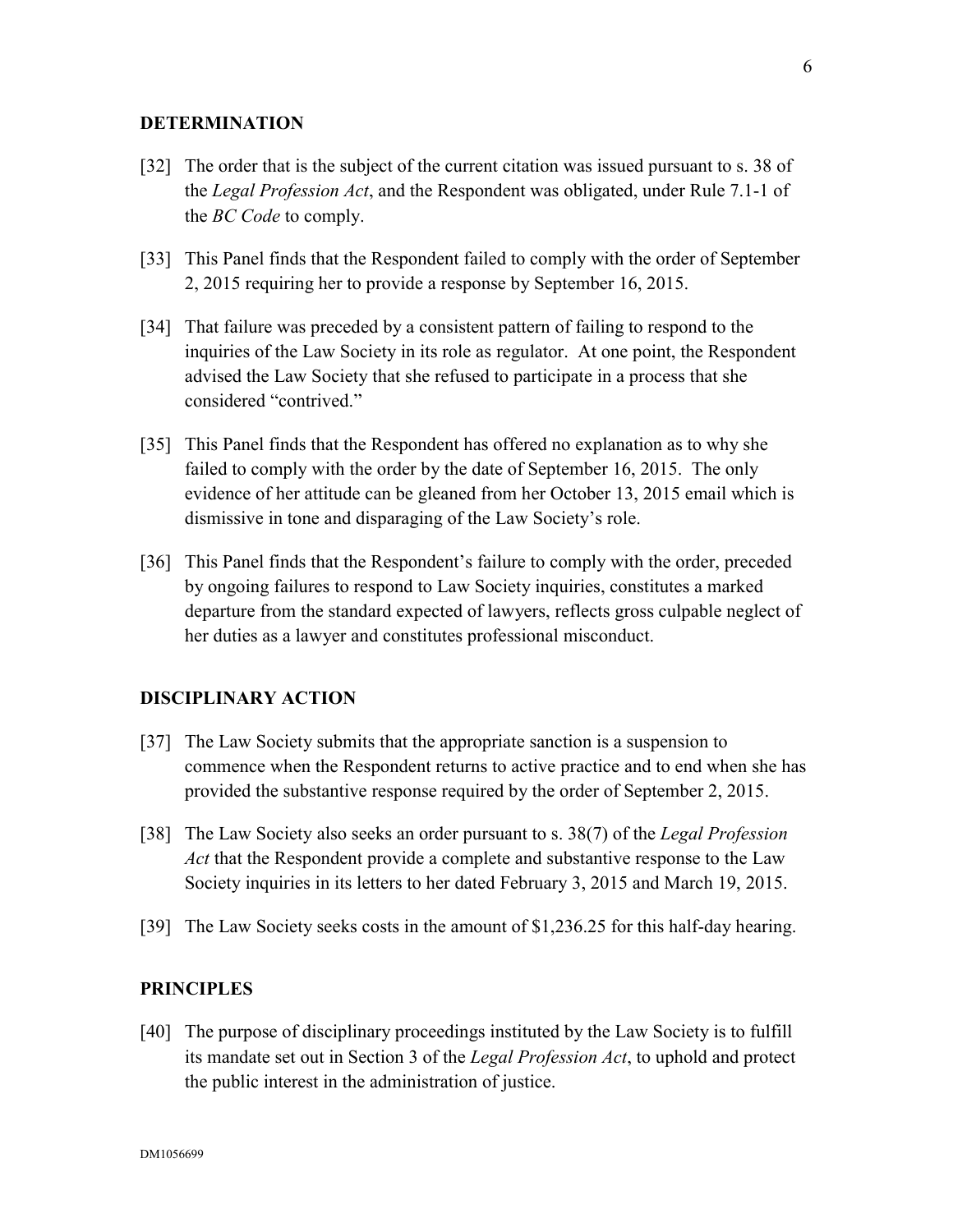## DETERMINATION

[32] The order that is the subject of the current citation was issued pursuant to s. 38 of the *Legal Profession Act*, and the Respondent was obligated, under Rule 7.1-1 of the *BC Code* to comply.

[33] This Panel finds that the Respondent failed to comply with the order of September 2, 2015 requiring her to provide a response by September 16, 2015.

[34] That failure was preceded by a consistent pattern of failing to respond to the inquiries of the Law Society in its role as regulator. At one point, the Respondent advised the Law Society that she refused to participate in a process that she considered "contrived."

[35] This Panel finds that the Respondent has offered no explanation as to why she failed to comply with the order by the date of September 16, 2015. The only evidence of her attitude can be gleaned from her October 13, 2015 email which is dismissive in tone and disparaging of the Law Society's role.

[36] This Panel finds that the Respondent's failure to comply with the order, preceded by ongoing failures to respond to Law Society inquiries, constitutes a marked departure from the standard expected of lawyers, reflects gross culpable neglect of her duties as a lawyer and constitutes professional misconduct.

## DISCIPLINARY ACTION

[37] The Law Society submits that the appropriate sanction is a suspension to commence when the Respondent returns to active practice and to end when she has provided the substantive response required by the order of September 2, 2015.

[38] The Law Society also seeks an order pursuant to s. 38(7) of the *Legal Profession Act* that the Respondent provide a complete and substantive response to the Law Society inquiries in its letters to her dated February 3, 2015 and March 19, 2015.

[39] The Law Society seeks costs in the amount of $1,236.25 for this half-day hearing.

## PRINCIPLES

[40] The purpose of disciplinary proceedings instituted by the Law Society is to fulfill its mandate set out in Section 3 of the *Legal Profession Act*, to uphold and protect the public interest in the administration of justice.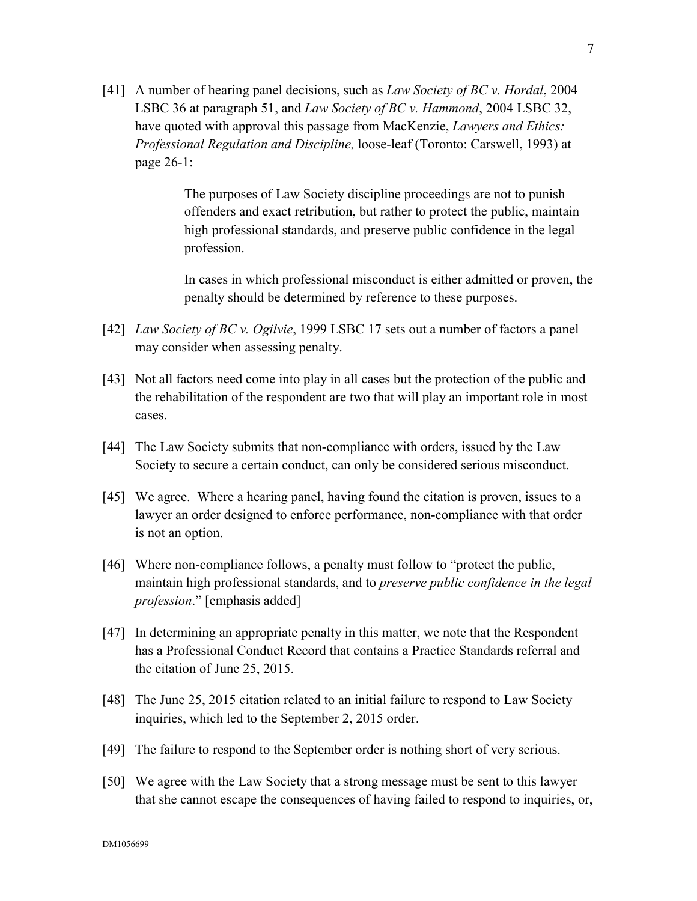[41] A number of hearing panel decisions, such as *Law Society of BC v. Hordal*, 2004 LSBC 36 at paragraph 51, and *Law Society of BC v. Hammond*, 2004 LSBC 32, have quoted with approval this passage from MacKenzie, *Lawyers and Ethics: Professional Regulation and Discipline,* loose-leaf (Toronto: Carswell, 1993) at page 26-1:

> The purposes of Law Society discipline proceedings are not to punish offenders and exact retribution, but rather to protect the public, maintain high professional standards, and preserve public confidence in the legal profession.
>
> In cases in which professional misconduct is either admitted or proven, the penalty should be determined by reference to these purposes.

[42] *Law Society of BC v. Ogilvie*, 1999 LSBC 17 sets out a number of factors a panel may consider when assessing penalty.

[43] Not all factors need come into play in all cases but the protection of the public and the rehabilitation of the respondent are two that will play an important role in most cases.

[44] The Law Society submits that non-compliance with orders, issued by the Law Society to secure a certain conduct, can only be considered serious misconduct.

[45] We agree. Where a hearing panel, having found the citation is proven, issues to a lawyer an order designed to enforce performance, non-compliance with that order is not an option.

[46] Where non-compliance follows, a penalty must follow to "protect the public, maintain high professional standards, and to *preserve public confidence in the legal profession*." [emphasis added]

[47] In determining an appropriate penalty in this matter, we note that the Respondent has a Professional Conduct Record that contains a Practice Standards referral and the citation of June 25, 2015.

[48] The June 25, 2015 citation related to an initial failure to respond to Law Society inquiries, which led to the September 2, 2015 order.

[49] The failure to respond to the September order is nothing short of very serious.

[50] We agree with the Law Society that a strong message must be sent to this lawyer that she cannot escape the consequences of having failed to respond to inquiries, or,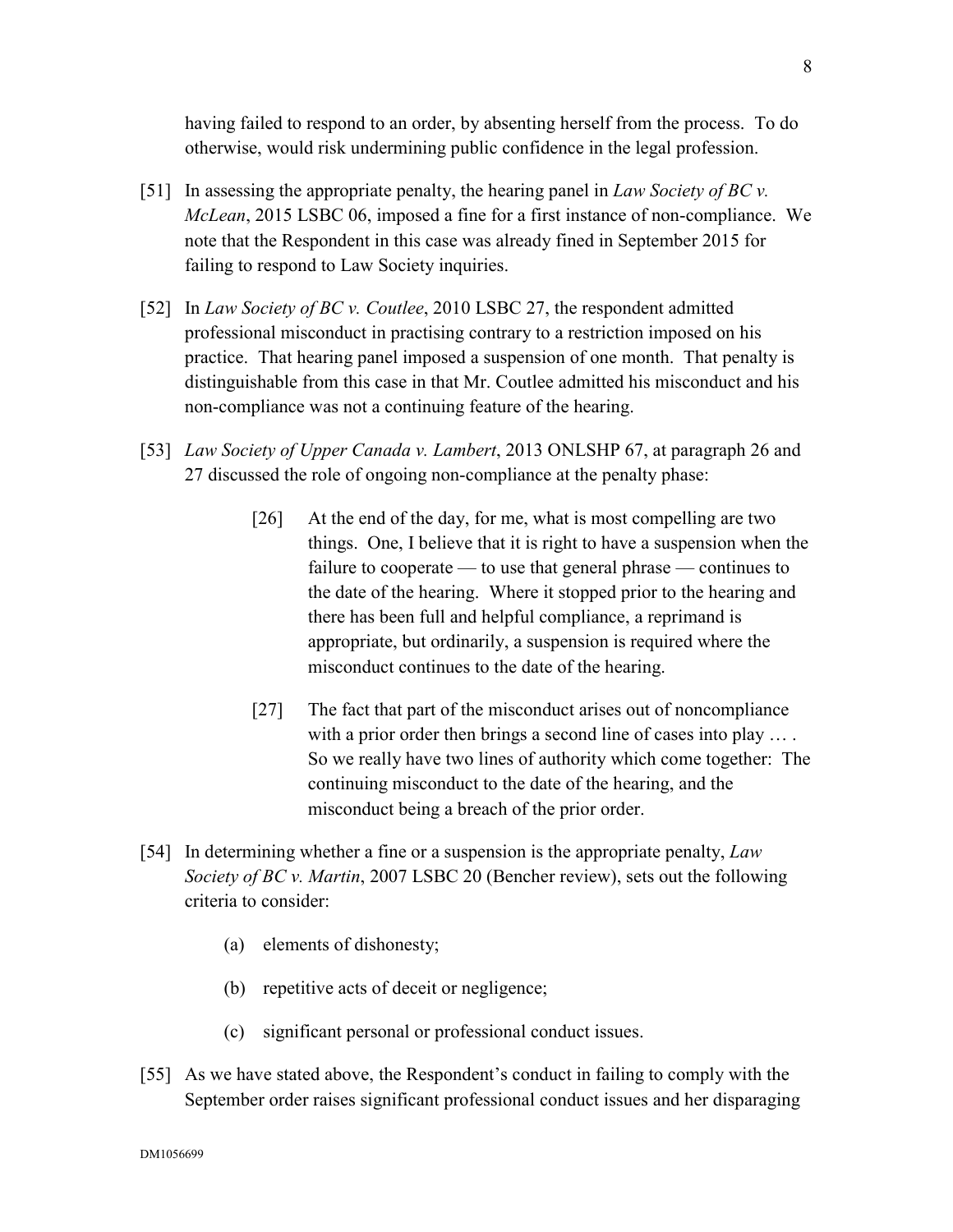having failed to respond to an order, by absenting herself from the process. To do otherwise, would risk undermining public confidence in the legal profession.

[51] In assessing the appropriate penalty, the hearing panel in *Law Society of BC v. McLean*, 2015 LSBC 06, imposed a fine for a first instance of non-compliance. We note that the Respondent in this case was already fined in September 2015 for failing to respond to Law Society inquiries.

[52] In *Law Society of BC v. Coutlee*, 2010 LSBC 27, the respondent admitted professional misconduct in practising contrary to a restriction imposed on his practice. That hearing panel imposed a suspension of one month. That penalty is distinguishable from this case in that Mr. Coutlee admitted his misconduct and his non-compliance was not a continuing feature of the hearing.

[53] *Law Society of Upper Canada v. Lambert*, 2013 ONLSHP 67, at paragraph 26 and 27 discussed the role of ongoing non-compliance at the penalty phase:

> [26] At the end of the day, for me, what is most compelling are two things. One, I believe that it is right to have a suspension when the failure to cooperate — to use that general phrase — continues to the date of the hearing. Where it stopped prior to the hearing and there has been full and helpful compliance, a reprimand is appropriate, but ordinarily, a suspension is required where the misconduct continues to the date of the hearing.
>
> [27] The fact that part of the misconduct arises out of noncompliance with a prior order then brings a second line of cases into play … . So we really have two lines of authority which come together: The continuing misconduct to the date of the hearing, and the misconduct being a breach of the prior order.

[54] In determining whether a fine or a suspension is the appropriate penalty, *Law Society of BC v. Martin*, 2007 LSBC 20 (Bencher review), sets out the following criteria to consider:

(a) elements of dishonesty;

(b) repetitive acts of deceit or negligence;

(c) significant personal or professional conduct issues.

[55] As we have stated above, the Respondent's conduct in failing to comply with the September order raises significant professional conduct issues and her disparaging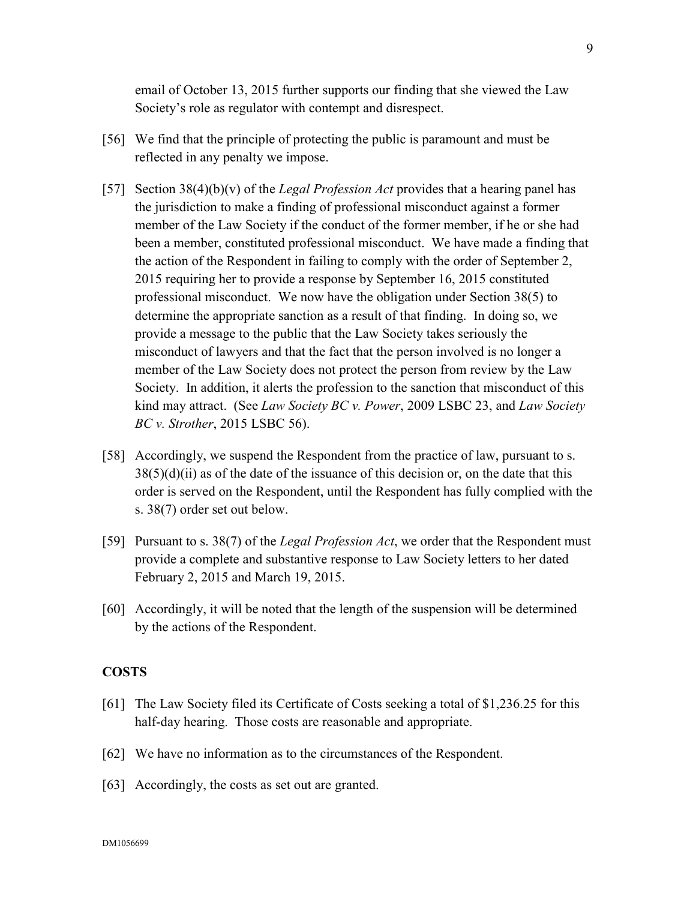email of October 13, 2015 further supports our finding that she viewed the Law Society's role as regulator with contempt and disrespect.

[56] We find that the principle of protecting the public is paramount and must be reflected in any penalty we impose.

[57] Section 38(4)(b)(v) of the *Legal Profession Act* provides that a hearing panel has the jurisdiction to make a finding of professional misconduct against a former member of the Law Society if the conduct of the former member, if he or she had been a member, constituted professional misconduct. We have made a finding that the action of the Respondent in failing to comply with the order of September 2, 2015 requiring her to provide a response by September 16, 2015 constituted professional misconduct. We now have the obligation under Section 38(5) to determine the appropriate sanction as a result of that finding. In doing so, we provide a message to the public that the Law Society takes seriously the misconduct of lawyers and that the fact that the person involved is no longer a member of the Law Society does not protect the person from review by the Law Society. In addition, it alerts the profession to the sanction that misconduct of this kind may attract. (See *Law Society BC v. Power*, 2009 LSBC 23, and *Law Society BC v. Strother*, 2015 LSBC 56).

[58] Accordingly, we suspend the Respondent from the practice of law, pursuant to s. 38(5)(d)(ii) as of the date of the issuance of this decision or, on the date that this order is served on the Respondent, until the Respondent has fully complied with the s. 38(7) order set out below.

[59] Pursuant to s. 38(7) of the *Legal Profession Act*, we order that the Respondent must provide a complete and substantive response to Law Society letters to her dated February 2, 2015 and March 19, 2015.

[60] Accordingly, it will be noted that the length of the suspension will be determined by the actions of the Respondent.

## COSTS

[61] The Law Society filed its Certificate of Costs seeking a total of $1,236.25 for this half-day hearing. Those costs are reasonable and appropriate.

[62] We have no information as to the circumstances of the Respondent.

[63] Accordingly, the costs as set out are granted.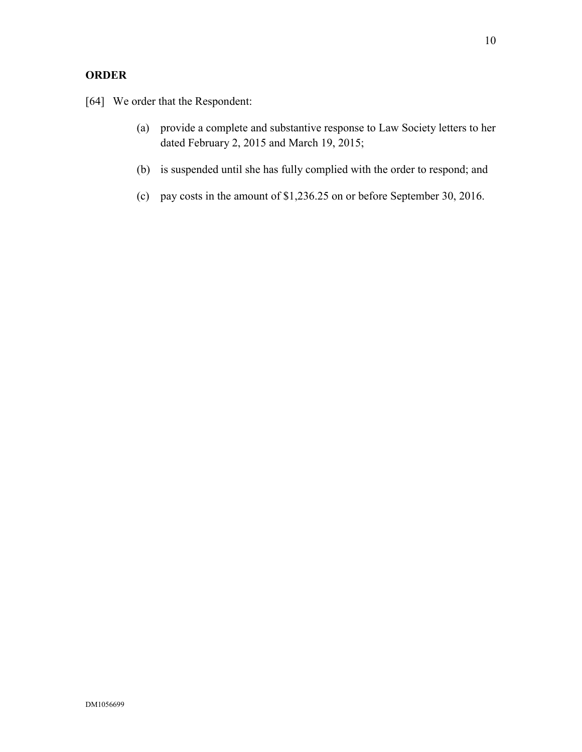**ORDER**

[64] We order that the Respondent:

(a) provide a complete and substantive response to Law Society letters to her dated February 2, 2015 and March 19, 2015;

(b) is suspended until she has fully complied with the order to respond; and

(c) pay costs in the amount of $1,236.25 on or before September 30, 2016.